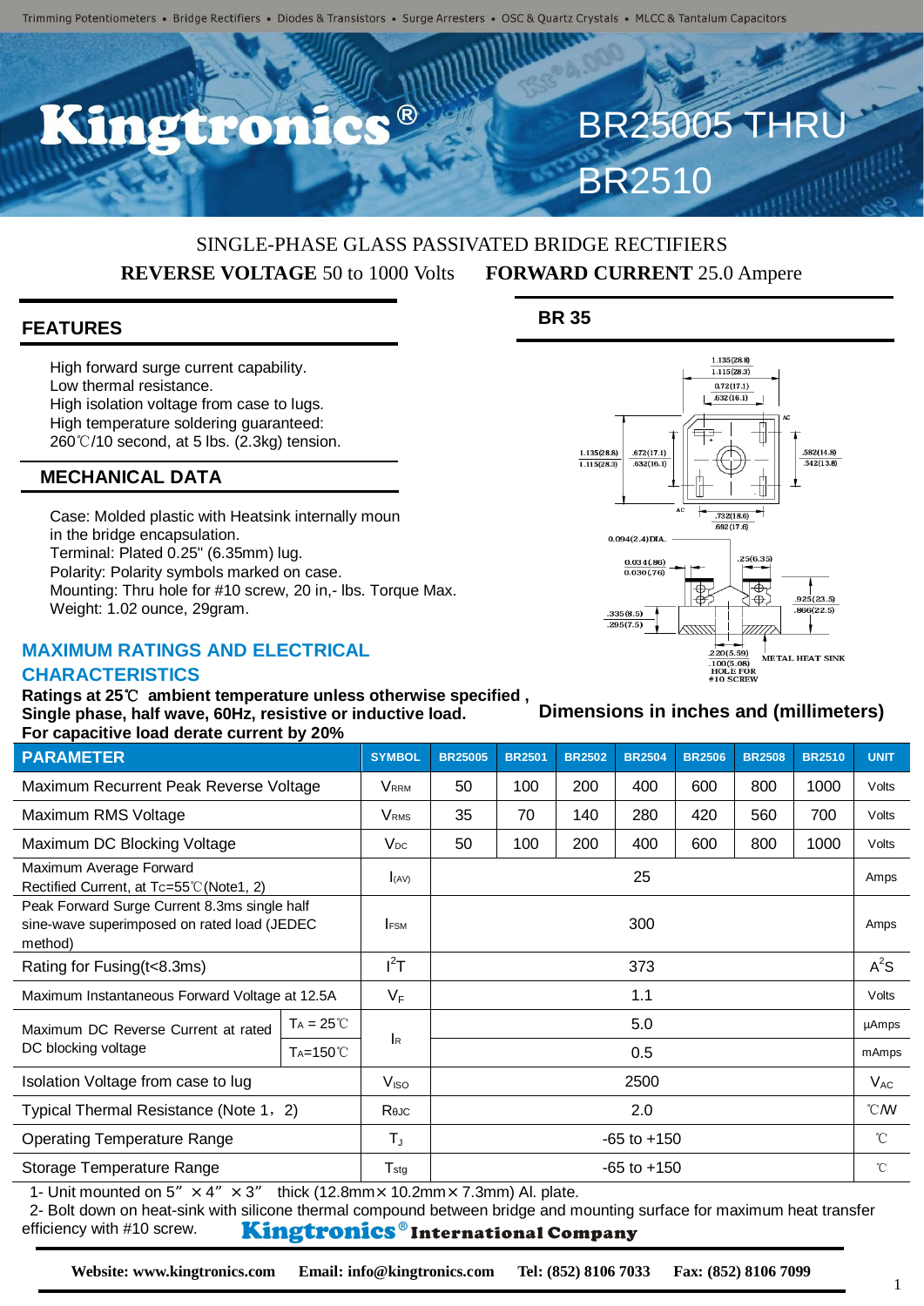Trimming Potentiometers • Bridge Rectifiers • Diodes & Transistors • Surge Arresters • OSC & Quartz Crystals • MLCC & Tantalum Capacitors

# Kingtronics® BR25005 THRU BR2510

SINGLE-PHASE GLASS PASSIVATED BRIDGE RECTIFIERS

**REVERSE VOLTAGE** 50 to 1000 Volts **FORWARD CURRENT** 25.0 Ampere

## FEATURES

- High forward surge current capability.
- Low thermal resistance.
- High isolation voltage from case to lugs.
- High temperature soldering guaranteed: 260℃/10 second, at 5 lbs. (2.3kg) tension.

## MECHANICAL DATA

- Case: Molded plastic with Heatsink internally moun in the bridge encapsulation.
- Terminal: Plated 0.25" (6.35mm) lug.
- Polarity: Polarity symbols marked on case.
- Mounting: Thru hole for #10 screw, 20 in,- lbs. Torque Max.
- Weight: 1.02 ounce, 29gram.

## BR 35

1.135(28.8) 1.115(28.3) 0.72(17.1) .632(16.1) AC 1.135(28.8) 1.115(28.3) .672(17.1) .632(16.1) .582(14.8) .542(13.8) AC .732(18.6) .692(17.6) 0.094(2.4)DIA. 0.034(.86) 0.030(.76) .25(6.35) .925(23.5) .866(22.5) .335(8.5) .295(7.5) .220(5.59) .100(5.08) HOLE FOR #10 SCREW METAL HEAT SINK

Dimensions in inches and (millimeters)

## MAXIMUM RATINGS AND ELECTRICAL CHARACTERISTICS

**Ratings at 25℃ ambient temperature unless otherwise specified , Single phase, half wave, 60Hz, resistive or inductive load. For capacitive load derate current by 20%**

| PARAMETER | | SYMBOL | BR25005 | BR2501 | BR2502 | BR2504 | BR2506 | BR2508 | BR2510 | UNIT |
|---|---|---|---|---|---|---|---|---|---|---|
| Maximum Recurrent Peak Reverse Voltage | | $V_{RRM}$ | 50 | 100 | 200 | 400 | 600 | 800 | 1000 | Volts |
| Maximum RMS Voltage | | $V_{RMS}$ | 35 | 70 | 140 | 280 | 420 | 560 | 700 | Volts |
| Maximum DC Blocking Voltage | | $V_{DC}$ | 50 | 100 | 200 | 400 | 600 | 800 | 1000 | Volts |
| Maximum Average Forward Rectified Current, at $T_C$=55℃(Note1, 2) | | $I_{(AV)}$ | 25 | | | | | | | Amps |
| Peak Forward Surge Current 8.3ms single half sine-wave superimposed on rated load (JEDEC method) | | $I_{FSM}$ | 300 | | | | | | | Amps |
| Rating for Fusing(t<8.3ms) | | $I^2T$ | 373 | | | | | | | $A^2S$ |
| Maximum Instantaneous Forward Voltage at 12.5A | | $V_F$ | 1.1 | | | | | | | Volts |
| Maximum DC Reverse Current at rated DC blocking voltage | $T_A$ = 25℃ | $I_R$ | 5.0 | | | | | | | µAmps |
| | $T_A$=150℃ | | 0.5 | | | | | | | mAmps |
| Isolation Voltage from case to lug | | $V_{ISO}$ | 2500 | | | | | | | $V_{AC}$ |
| Typical Thermal Resistance (Note 1，2) | | $R_{θJC}$ | 2.0 | | | | | | | ℃/W |
| Operating Temperature Range | | $T_J$ | -65 to +150 | | | | | | | ℃ |
| Storage Temperature Range | | Tstg | -65 to +150 | | | | | | | ℃ |

1- Unit mounted on 5" × 4" × 3" thick (12.8mm× 10.2mm× 7.3mm) Al. plate.

2- Bolt down on heat-sink with silicone thermal compound between bridge and mounting surface for maximum heat transfer efficiency with #10 screw.

**Kingtronics® International Company**

**Website: www.kingtronics.com Email: info@kingtronics.com Tel: (852) 8106 7033 Fax: (852) 8106 7099**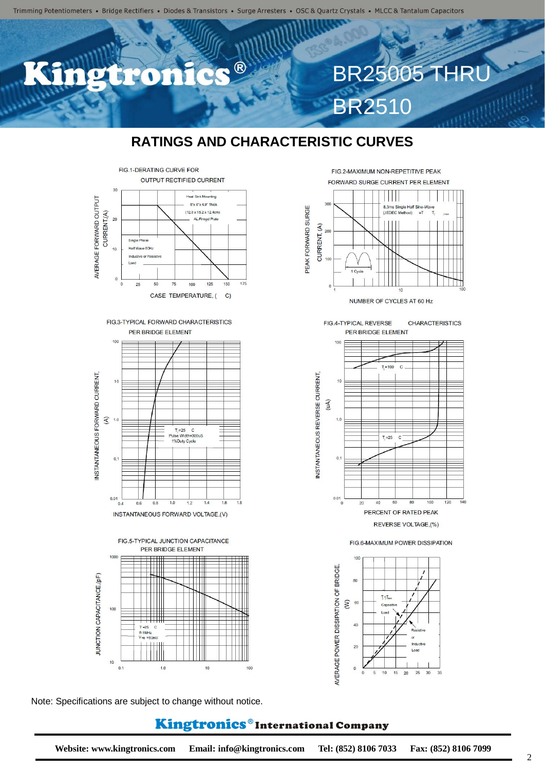Trimming Potentiometers • Bridge Rectifiers • Diodes & Transistors • Surge Arresters • OSC & Quartz Crystals • MLCC & Tantalum Capacitors

# Kingtronics®

# BR25005 THRU BR2510

## RATINGS AND CHARACTERISTIC CURVES

FIG.1-DERATING CURVE FOR OUTPUT RECTIFIED CURRENT

AVERAGE FORWARD OUTPUT CURRENT,(A)

30
20
10
0

0 25 50 75 100 125 150 175

CASE TEMPERATURE,( C)

Heat Sink Mounting
6"x 6"x 4.9" Thick
(12.8 x 15.2 x 12.4cm)
AL.Finned Plate

Single Phase
Half Wave 60Hz
Inductive or Resistive
Load

FIG.2-MAXIMUM NON-REPETITIVE PEAK FORWARD SURGE CURRENT PER ELEMENT

PEAK FORWARD SURGE CURRENT, (A)

300
200
100
0

1 10 100

NUMBER OF CYCLES AT 60 Hz

8.3ms Single Half Sine-Wave
(JEDEC Method) =T $T_{j\,max}$

1 Cycle

FIG.3-TYPICAL FORWARD CHARACTERISTICS PER BRIDGE ELEMENT

INSTANTANEOUS FORWARD CURRENT, (A)

100
10
1.0
0.1
0.01

0.4 0.6 0.8 1.0 1.2 1.4 1.6 1.8

INSTANTANEOUS FORWARD VOLTAGE,(V)

$T_j$=25 C
Pulse Width=300uS
1%Duty Cycle

FIG.4-TYPICAL REVERSE CHARACTERISTICS PER BRIDGE ELEMENT

INSTANTANEOUS REVERSE CURRENT, (uA)

100
10
1.0
0.1
0.01

0 20 40 60 80 100 120 140

PERCENT OF RATED PEAK REVERSE VOLTAGE,(%)

$T_j$=100 C

$T_j$=25 C

FIG.5-TYPICAL JUNCTION CAPACITANCE PER BRIDGE ELEMENT

JUNCTION CAPACITANCE,(pF)

1000
100
10

0.1 1.0 10 100

T =25 C
f=1MHz
$V_{sig}$ =50mV

FIG.6-MAXIMUM POWER DISSIPATION

AVERAGE POWER DISSIPATION OF BRIDGE, (W)

100
80
60
40
20
0

0 5 10 15 20 25 30 35

$T_j$=$T_{jmax}$
Capacitive
Load

Resistive
or
Inductive
Load

Note: Specifications are subject to change without notice.

**Kingtronics® International Company**

**Website: www.kingtronics.com Email: info@kingtronics.com Tel: (852) 8106 7033 Fax: (852) 8106 7099**